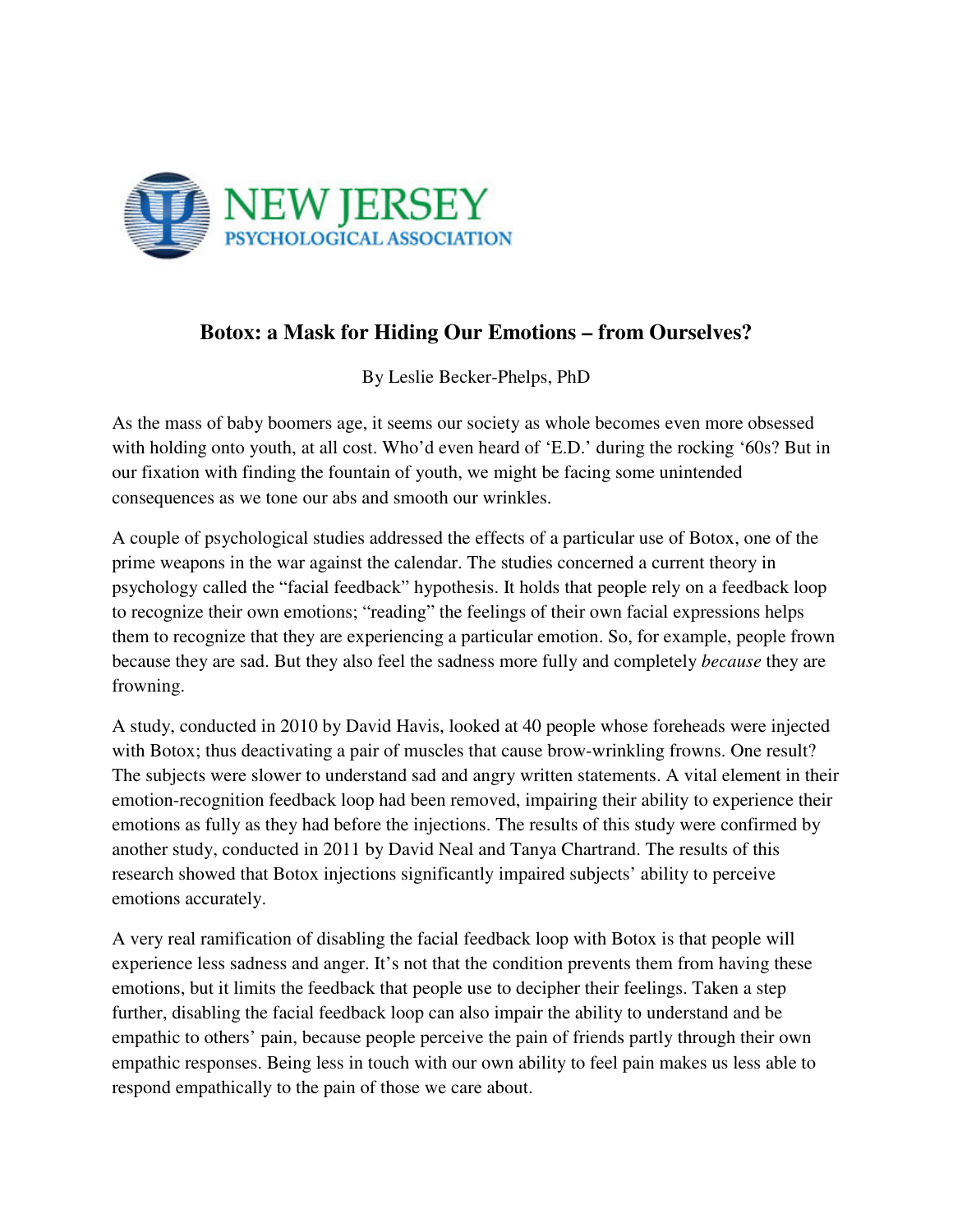NEW JERSEY PSYCHOLOGICAL ASSOCIATION

# Botox: a Mask for Hiding Our Emotions – from Ourselves?

By Leslie Becker-Phelps, PhD

As the mass of baby boomers age, it seems our society as whole becomes even more obsessed with holding onto youth, at all cost. Who'd even heard of 'E.D.' during the rocking '60s? But in our fixation with finding the fountain of youth, we might be facing some unintended consequences as we tone our abs and smooth our wrinkles.

A couple of psychological studies addressed the effects of a particular use of Botox, one of the prime weapons in the war against the calendar. The studies concerned a current theory in psychology called the "facial feedback" hypothesis. It holds that people rely on a feedback loop to recognize their own emotions; "reading" the feelings of their own facial expressions helps them to recognize that they are experiencing a particular emotion. So, for example, people frown because they are sad. But they also feel the sadness more fully and completely *because* they are frowning.

A study, conducted in 2010 by David Havis, looked at 40 people whose foreheads were injected with Botox; thus deactivating a pair of muscles that cause brow-wrinkling frowns. One result? The subjects were slower to understand sad and angry written statements. A vital element in their emotion-recognition feedback loop had been removed, impairing their ability to experience their emotions as fully as they had before the injections. The results of this study were confirmed by another study, conducted in 2011 by David Neal and Tanya Chartrand. The results of this research showed that Botox injections significantly impaired subjects' ability to perceive emotions accurately.

A very real ramification of disabling the facial feedback loop with Botox is that people will experience less sadness and anger. It's not that the condition prevents them from having these emotions, but it limits the feedback that people use to decipher their feelings. Taken a step further, disabling the facial feedback loop can also impair the ability to understand and be empathic to others' pain, because people perceive the pain of friends partly through their own empathic responses. Being less in touch with our own ability to feel pain makes us less able to respond empathically to the pain of those we care about.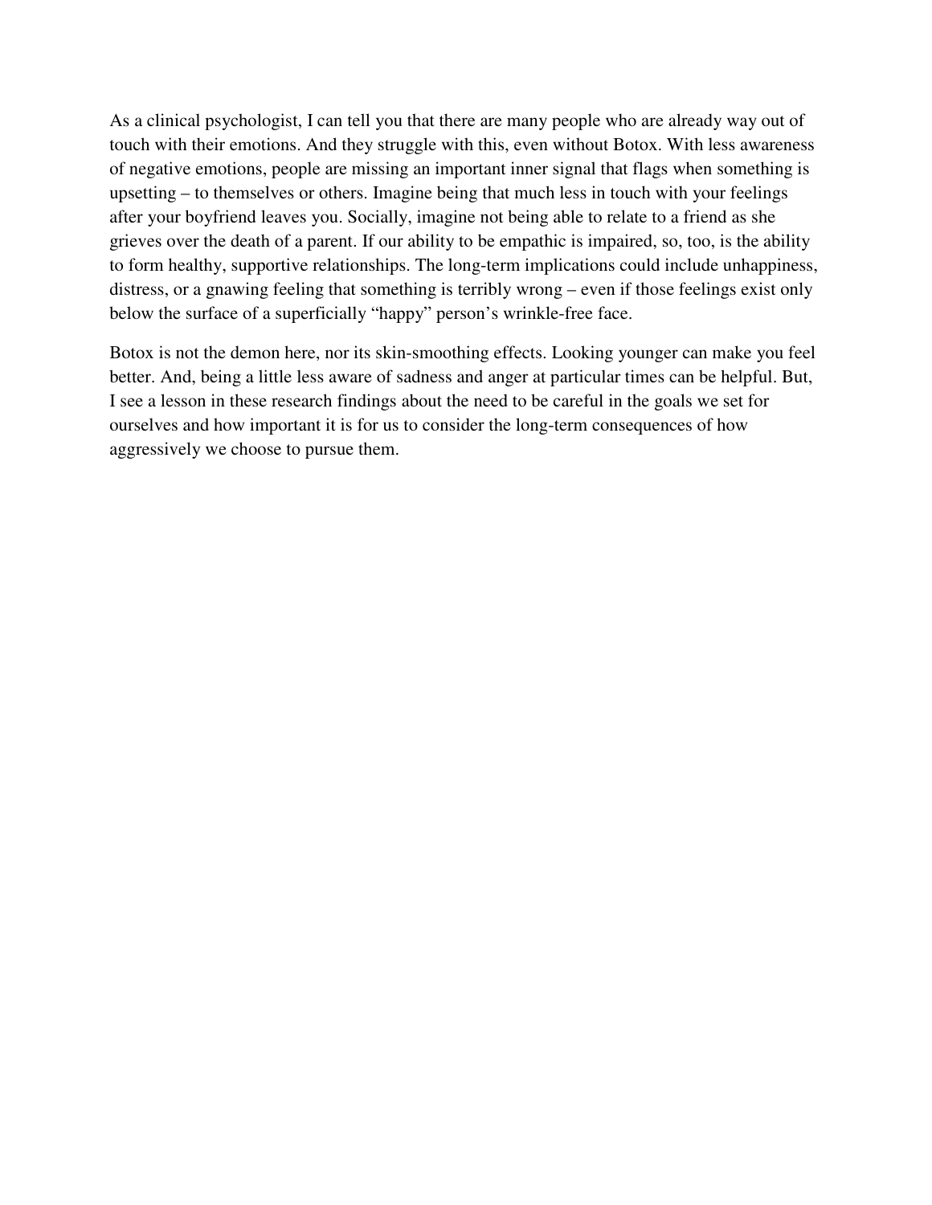As a clinical psychologist, I can tell you that there are many people who are already way out of touch with their emotions. And they struggle with this, even without Botox. With less awareness of negative emotions, people are missing an important inner signal that flags when something is upsetting – to themselves or others. Imagine being that much less in touch with your feelings after your boyfriend leaves you. Socially, imagine not being able to relate to a friend as she grieves over the death of a parent. If our ability to be empathic is impaired, so, too, is the ability to form healthy, supportive relationships. The long-term implications could include unhappiness, distress, or a gnawing feeling that something is terribly wrong – even if those feelings exist only below the surface of a superficially "happy" person's wrinkle-free face.

Botox is not the demon here, nor its skin-smoothing effects. Looking younger can make you feel better. And, being a little less aware of sadness and anger at particular times can be helpful. But, I see a lesson in these research findings about the need to be careful in the goals we set for ourselves and how important it is for us to consider the long-term consequences of how aggressively we choose to pursue them.